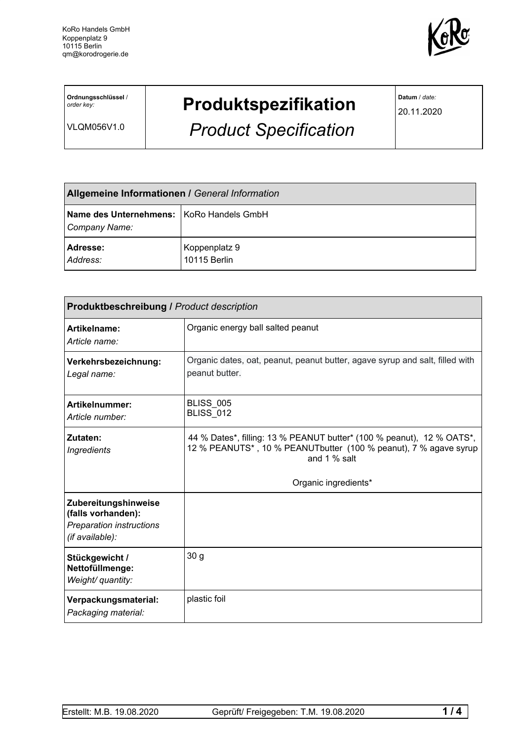KoRo Handels GmbH
Koppenplatz 9
10115 Berlin
qm@korodrogerie.de

| **Ordnungsschlüssel** / *order key:* VLQM056V1.0 | **Produktspezifikation** *Product Specification* | **Datum** / *date:* 20.11.2020 |
|---|---|---|

| **Allgemeine Informationen /** *General Information* | |
|---|---|
| **Name des Unternehmens:** *Company Name:* | KoRo Handels GmbH |
| **Adresse:** *Address:* | Koppenplatz 9 10115 Berlin |

| **Produktbeschreibung /** *Product description* | |
|---|---|
| **Artikelname:** *Article name:* | Organic energy ball salted peanut |
| **Verkehrsbezeichnung:** *Legal name:* | Organic dates, oat, peanut, peanut butter, agave syrup and salt, filled with peanut butter. |
| **Artikelnummer:** *Article number:* | BLISS_005 BLISS_012 |
| **Zutaten:** *Ingredients* | 44 % Dates*, filling: 13 % PEANUT butter* (100 % peanut), 12 % OATS*, 12 % PEANUTS* , 10 % PEANUTbutter (100 % peanut), 7 % agave syrup and 1 % salt<br><br>Organic ingredients* |
| **Zubereitungshinweise (falls vorhanden):** *Preparation instructions (if available):* | |
| **Stückgewicht / Nettofüllmenge:** *Weight/ quantity:* | 30 g |
| **Verpackungsmaterial:** *Packaging material:* | plastic foil |

Erstellt: M.B. 19.08.2020 Geprüft/ Freigegeben: T.M. 19.08.2020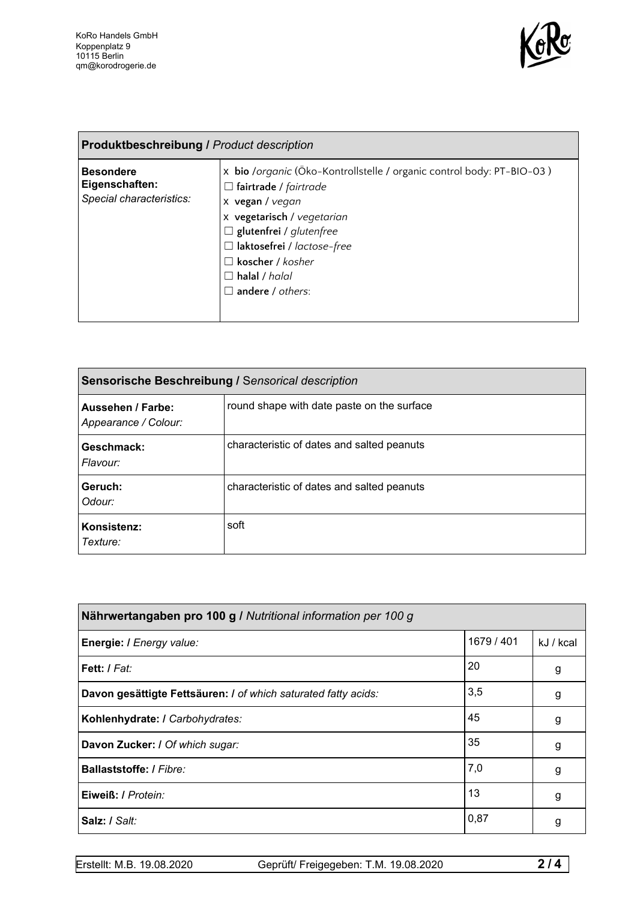KoRo Handels GmbH
Koppenplatz 9
10115 Berlin
qm@korodrogerie.de

| **Produktbeschreibung /** *Product description* | |
|---|---|
| **Besondere Eigenschaften:** *Special characteristics:* | x **bio** /*organic* (Öko-Kontrollstelle / organic control body: PT-BIO-03 )<br>☐ **fairtrade** / *fairtrade*<br>x **vegan** / *vegan*<br>x **vegetarisch** / *vegetarian*<br>☐ **glutenfrei** / *glutenfree*<br>☐ **laktosefrei** / *lactose-free*<br>☐ **koscher** / *kosher*<br>☐ **halal** / *halal*<br>☐ **andere** / *others*: |

| **Sensorische Beschreibung /** *Sensorical description* | |
|---|---|
| **Aussehen / Farbe:** *Appearance / Colour:* | round shape with date paste on the surface |
| **Geschmack:** *Flavour:* | characteristic of dates and salted peanuts |
| **Geruch:** *Odour:* | characteristic of dates and salted peanuts |
| **Konsistenz:** *Texture:* | soft |

| **Nährwertangaben pro 100 g /** *Nutritional information per 100 g* | | |
|---|---|---|
| **Energie: /** *Energy value:* | 1679 / 401 | kJ / kcal |
| **Fett: /** *Fat:* | 20 | g |
| **Davon gesättigte Fettsäuren: /** *of which saturated fatty acids:* | 3,5 | g |
| **Kohlenhydrate: /** *Carbohydrates:* | 45 | g |
| **Davon Zucker: /** *Of which sugar:* | 35 | g |
| **Ballaststoffe: /** *Fibre:* | 7,0 | g |
| **Eiweiß: /** *Protein:* | 13 | g |
| **Salz: /** *Salt:* | 0,87 | g |

Erstellt: M.B. 19.08.2020 Geprüft/ Freigegeben: T.M. 19.08.2020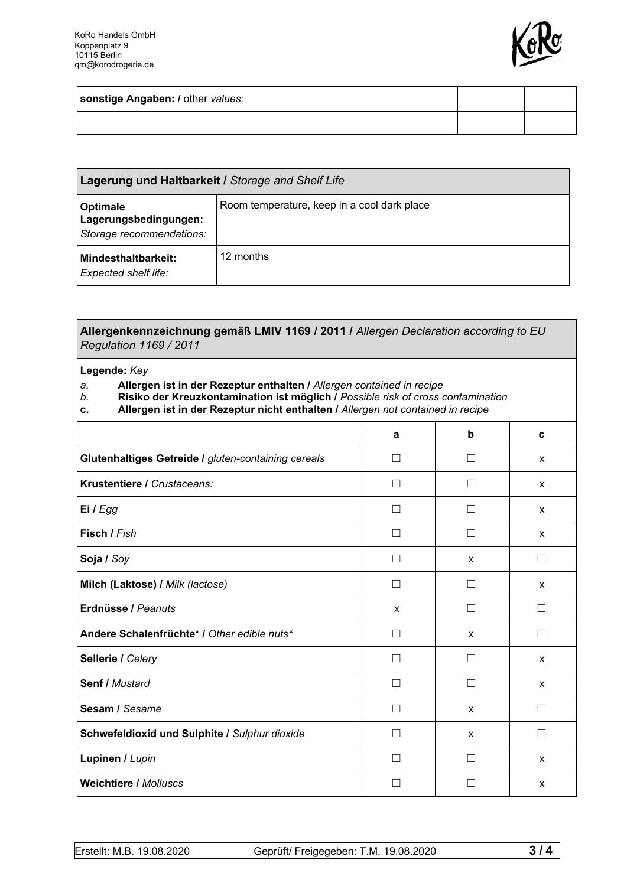KoRo Handels GmbH
Koppenplatz 9
10115 Berlin
qm@korodrogerie.de

| **sonstige Angaben: /** other *values:* | | |
|---|---|---|
| | | |

| **Lagerung und Haltbarkeit /** *Storage and Shelf Life* | |
|---|---|
| **Optimale Lagerungsbedingungen:** *Storage recommendations:* | Room temperature, keep in a cool dark place |
| **Mindesthaltbarkeit:** *Expected shelf life:* | 12 months |

**Allergenkennzeichnung gemäß LMIV 1169 / 2011 /** *Allergen Declaration according to EU Regulation 1169 / 2011*

**Legende:** *Key*

*a.* **Allergen ist in der Rezeptur enthalten /** *Allergen contained in recipe*
*b.* **Risiko der Kreuzkontamination ist möglich /** *Possible risk of cross contamination*
**c.** **Allergen ist in der Rezeptur nicht enthalten /** *Allergen not contained in recipe*

| | a | b | c |
|---|---|---|---|
| **Glutenhaltiges Getreide /** *gluten-containing cereals* | ☐ | ☐ | x |
| **Krustentiere /** *Crustaceans:* | ☐ | ☐ | x |
| **Ei /** *Egg* | ☐ | ☐ | x |
| **Fisch /** *Fish* | ☐ | ☐ | x |
| **Soja /** *Soy* | ☐ | x | ☐ |
| **Milch (Laktose) /** *Milk (lactose)* | ☐ | ☐ | x |
| **Erdnüsse /** *Peanuts* | x | ☐ | ☐ |
| **Andere Schalenfrüchte* /** *Other edible nuts** | ☐ | x | ☐ |
| **Sellerie /** *Celery* | ☐ | ☐ | x |
| **Senf /** *Mustard* | ☐ | ☐ | x |
| **Sesam /** *Sesame* | ☐ | x | ☐ |
| **Schwefeldioxid und Sulphite /** *Sulphur dioxide* | ☐ | x | ☐ |
| **Lupinen /** *Lupin* | ☐ | ☐ | x |
| **Weichtiere /** *Molluscs* | ☐ | ☐ | x |

Erstellt: M.B. 19.08.2020 Geprüft/ Freigegeben: T.M. 19.08.2020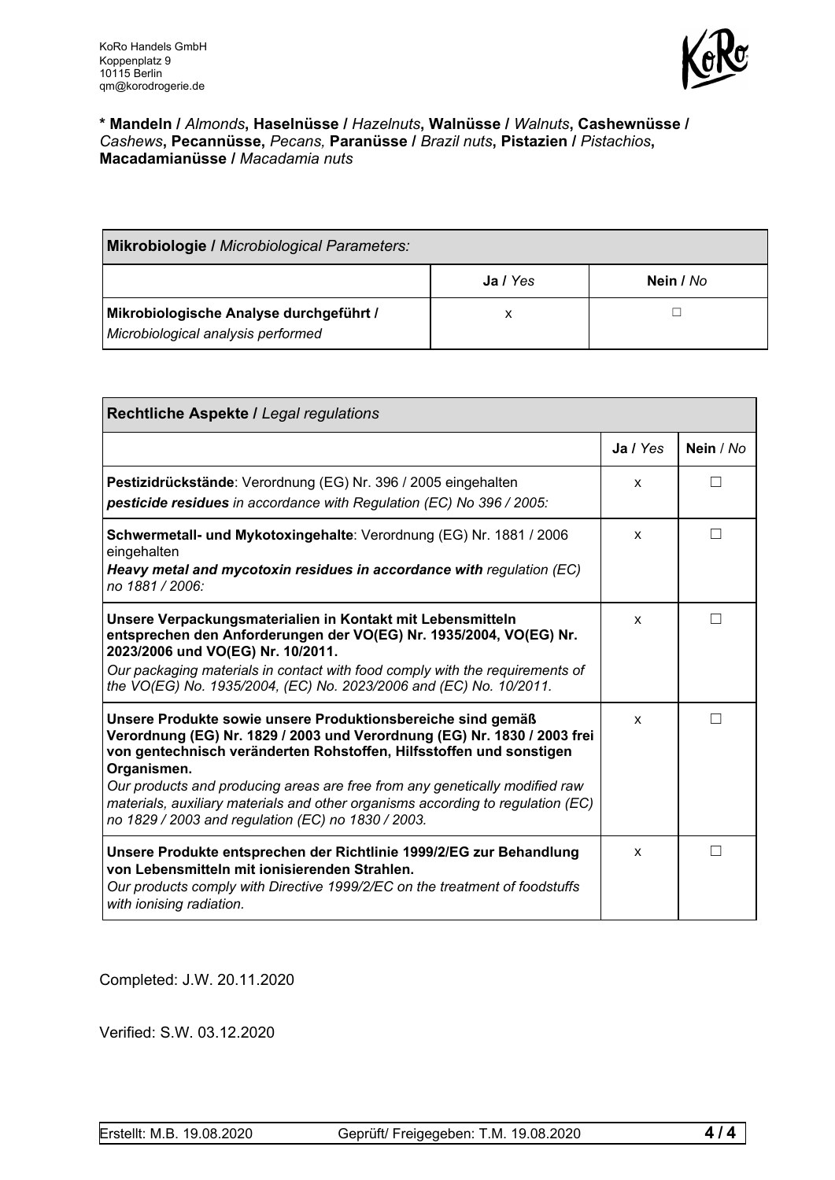**\* Mandeln /** *Almonds*, **Haselnüsse /** *Hazelnuts*, **Walnüsse /** *Walnuts*, **Cashewnüsse /** *Cashews*, **Pecannüsse,** *Pecans,* **Paranüsse /** *Brazil nuts*, **Pistazien /** *Pistachios*, **Macadamianüsse /** *Macadamia nuts*

| **Mikrobiologie /** *Microbiological Parameters:* | | |
|---|---|---|
| | **Ja /** *Yes* | **Nein /** *No* |
| **Mikrobiologische Analyse durchgeführt /** *Microbiological analysis performed* | x | ☐ |

| **Rechtliche Aspekte /** *Legal regulations* | | |
|---|---|---|
| | **Ja /** *Yes* | **Nein** / *No* |
| **Pestizidrückstände**: Verordnung (EG) Nr. 396 / 2005 eingehalten<br>***pesticide residues*** *in accordance with Regulation (EC) No 396 / 2005:* | x | ☐ |
| **Schwermetall- und Mykotoxingehalte**: Verordnung (EG) Nr. 1881 / 2006 eingehalten<br>***Heavy metal and mycotoxin residues in accordance with*** *regulation (EC) no 1881 / 2006:* | x | ☐ |
| **Unsere Verpackungsmaterialien in Kontakt mit Lebensmitteln entsprechen den Anforderungen der VO(EG) Nr. 1935/2004, VO(EG) Nr. 2023/2006 und VO(EG) Nr. 10/2011.**<br>*Our packaging materials in contact with food comply with the requirements of the VO(EG) No. 1935/2004, (EC) No. 2023/2006 and (EC) No. 10/2011.* | x | ☐ |
| **Unsere Produkte sowie unsere Produktionsbereiche sind gemäß Verordnung (EG) Nr. 1829 / 2003 und Verordnung (EG) Nr. 1830 / 2003 frei von gentechnisch veränderten Rohstoffen, Hilfsstoffen und sonstigen Organismen.**<br>*Our products and producing areas are free from any genetically modified raw materials, auxiliary materials and other organisms according to regulation (EC) no 1829 / 2003 and regulation (EC) no 1830 / 2003.* | x | ☐ |
| **Unsere Produkte entsprechen der Richtlinie 1999/2/EG zur Behandlung von Lebensmitteln mit ionisierenden Strahlen.**<br>*Our products comply with Directive 1999/2/EC on the treatment of foodstuffs with ionising radiation.* | x | ☐ |

Completed: J.W. 20.11.2020

Verified: S.W. 03.12.2020